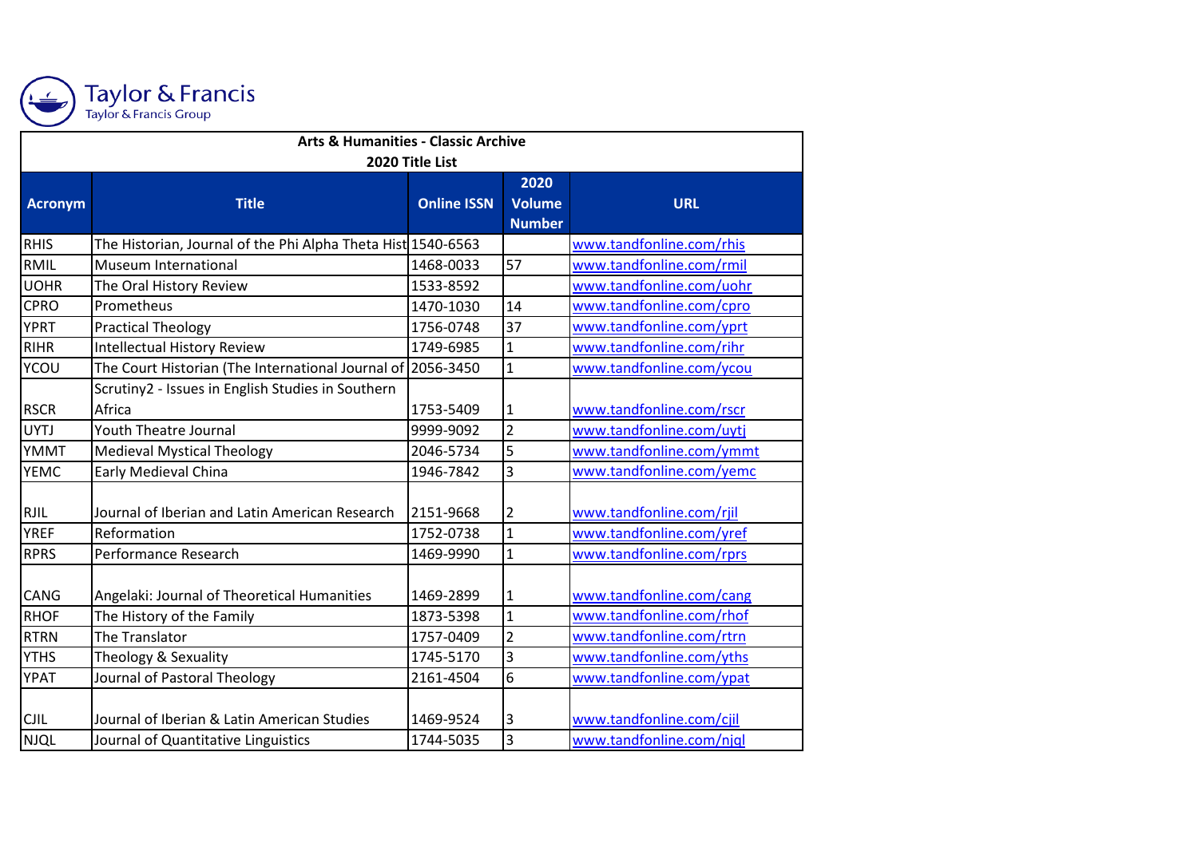Taylor & Francis
Taylor & Francis Group

## Arts & Humanities - Classic Archive

### 2020 Title List

| Acronym | Title | Online ISSN | 2020 Volume Number | URL |
|---|---|---|---|---|
| RHIS | The Historian, Journal of the Phi Alpha Theta Hist | 1540-6563 | | www.tandfonline.com/rhis |
| RMIL | Museum International | 1468-0033 | 57 | www.tandfonline.com/rmil |
| UOHR | The Oral History Review | 1533-8592 | | www.tandfonline.com/uohr |
| CPRO | Prometheus | 1470-1030 | 14 | www.tandfonline.com/cpro |
| YPRT | Practical Theology | 1756-0748 | 37 | www.tandfonline.com/yprt |
| RIHR | Intellectual History Review | 1749-6985 | 1 | www.tandfonline.com/rihr |
| YCOU | The Court Historian (The International Journal of | 2056-3450 | 1 | www.tandfonline.com/ycou |
| RSCR | Scrutiny2 - Issues in English Studies in Southern Africa | 1753-5409 | 1 | www.tandfonline.com/rscr |
| UYTJ | Youth Theatre Journal | 9999-9092 | 2 | www.tandfonline.com/uytj |
| YMMT | Medieval Mystical Theology | 2046-5734 | 5 | www.tandfonline.com/ymmt |
| YEMC | Early Medieval China | 1946-7842 | 3 | www.tandfonline.com/yemc |
| RJIL | Journal of Iberian and Latin American Research | 2151-9668 | 2 | www.tandfonline.com/rjil |
| YREF | Reformation | 1752-0738 | 1 | www.tandfonline.com/yref |
| RPRS | Performance Research | 1469-9990 | 1 | www.tandfonline.com/rprs |
| CANG | Angelaki: Journal of Theoretical Humanities | 1469-2899 | 1 | www.tandfonline.com/cang |
| RHOF | The History of the Family | 1873-5398 | 1 | www.tandfonline.com/rhof |
| RTRN | The Translator | 1757-0409 | 2 | www.tandfonline.com/rtrn |
| YTHS | Theology & Sexuality | 1745-5170 | 3 | www.tandfonline.com/yths |
| YPAT | Journal of Pastoral Theology | 2161-4504 | 6 | www.tandfonline.com/ypat |
| CJIL | Journal of Iberian & Latin American Studies | 1469-9524 | 3 | www.tandfonline.com/cjil |
| NJQL | Journal of Quantitative Linguistics | 1744-5035 | 3 | www.tandfonline.com/njql |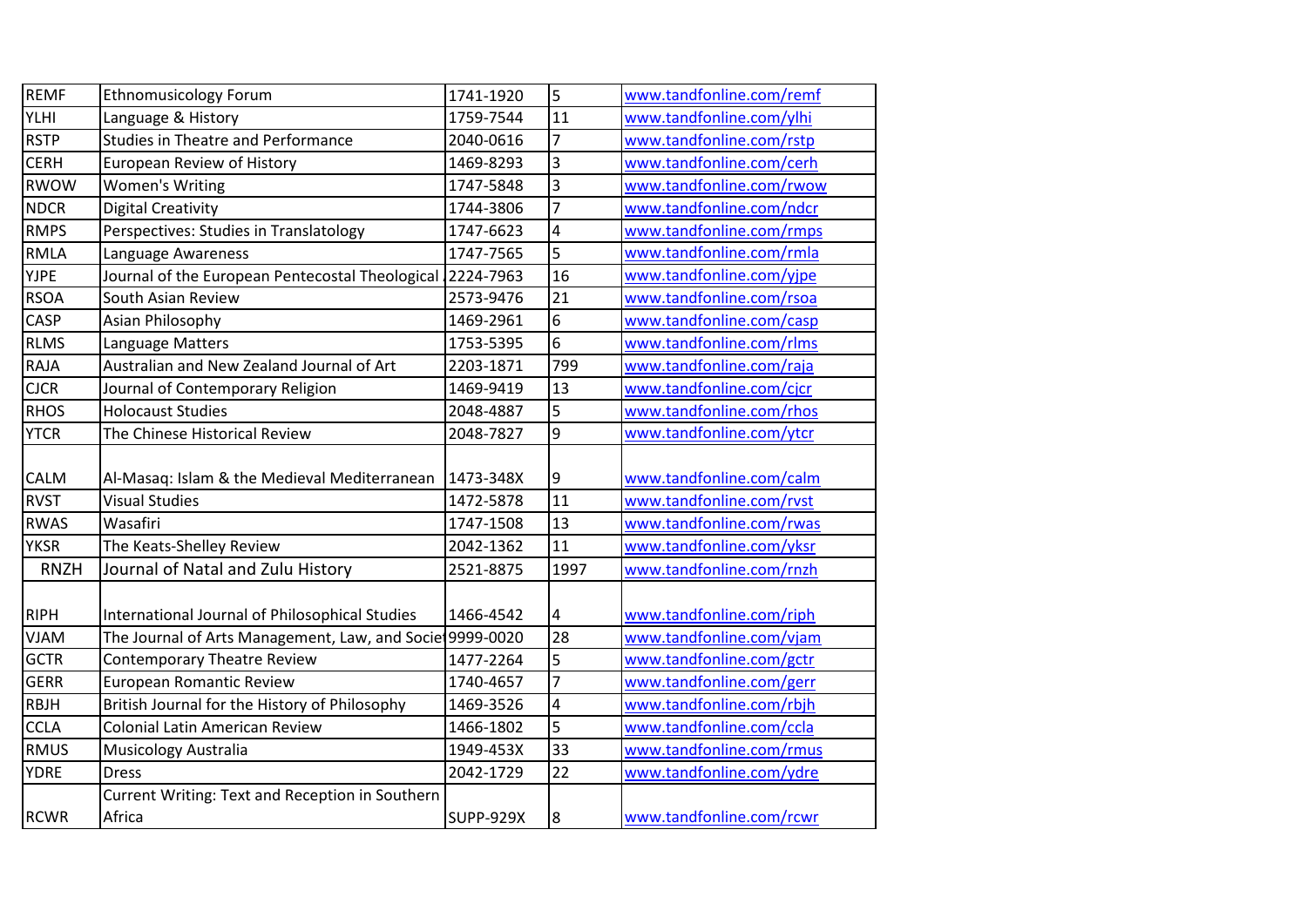| REMF | Ethnomusicology Forum | 1741-1920 | 5 | www.tandfonline.com/remf |
|---|---|---|---|---|
| YLHI | Language & History | 1759-7544 | 11 | www.tandfonline.com/ylhi |
| RSTP | Studies in Theatre and Performance | 2040-0616 | 7 | www.tandfonline.com/rstp |
| CERH | European Review of History | 1469-8293 | 3 | www.tandfonline.com/cerh |
| RWOW | Women's Writing | 1747-5848 | 3 | www.tandfonline.com/rwow |
| NDCR | Digital Creativity | 1744-3806 | 7 | www.tandfonline.com/ndcr |
| RMPS | Perspectives: Studies in Translatology | 1747-6623 | 4 | www.tandfonline.com/rmps |
| RMLA | Language Awareness | 1747-7565 | 5 | www.tandfonline.com/rmla |
| YJPE | Journal of the European Pentecostal Theological | 2224-7963 | 16 | www.tandfonline.com/yjpe |
| RSOA | South Asian Review | 2573-9476 | 21 | www.tandfonline.com/rsoa |
| CASP | Asian Philosophy | 1469-2961 | 6 | www.tandfonline.com/casp |
| RLMS | Language Matters | 1753-5395 | 6 | www.tandfonline.com/rlms |
| RAJA | Australian and New Zealand Journal of Art | 2203-1871 | 799 | www.tandfonline.com/raja |
| CJCR | Journal of Contemporary Religion | 1469-9419 | 13 | www.tandfonline.com/cjcr |
| RHOS | Holocaust Studies | 2048-4887 | 5 | www.tandfonline.com/rhos |
| YTCR | The Chinese Historical Review | 2048-7827 | 9 | www.tandfonline.com/ytcr |
| CALM | Al-Masaq: Islam & the Medieval Mediterranean | 1473-348X | 9 | www.tandfonline.com/calm |
| RVST | Visual Studies | 1472-5878 | 11 | www.tandfonline.com/rvst |
| RWAS | Wasafiri | 1747-1508 | 13 | www.tandfonline.com/rwas |
| YKSR | The Keats-Shelley Review | 2042-1362 | 11 | www.tandfonline.com/yksr |
| RNZH | Journal of Natal and Zulu History | 2521-8875 | 1997 | www.tandfonline.com/rnzh |
| RIPH | International Journal of Philosophical Studies | 1466-4542 | 4 | www.tandfonline.com/riph |
| VJAM | The Journal of Arts Management, Law, and Socie | 9999-0020 | 28 | www.tandfonline.com/vjam |
| GCTR | Contemporary Theatre Review | 1477-2264 | 5 | www.tandfonline.com/gctr |
| GERR | European Romantic Review | 1740-4657 | 7 | www.tandfonline.com/gerr |
| RBJH | British Journal for the History of Philosophy | 1469-3526 | 4 | www.tandfonline.com/rbjh |
| CCLA | Colonial Latin American Review | 1466-1802 | 5 | www.tandfonline.com/ccla |
| RMUS | Musicology Australia | 1949-453X | 33 | www.tandfonline.com/rmus |
| YDRE | Dress | 2042-1729 | 22 | www.tandfonline.com/ydre |
| RCWR | Current Writing: Text and Reception in Southern Africa | SUPP-929X | 8 | www.tandfonline.com/rcwr |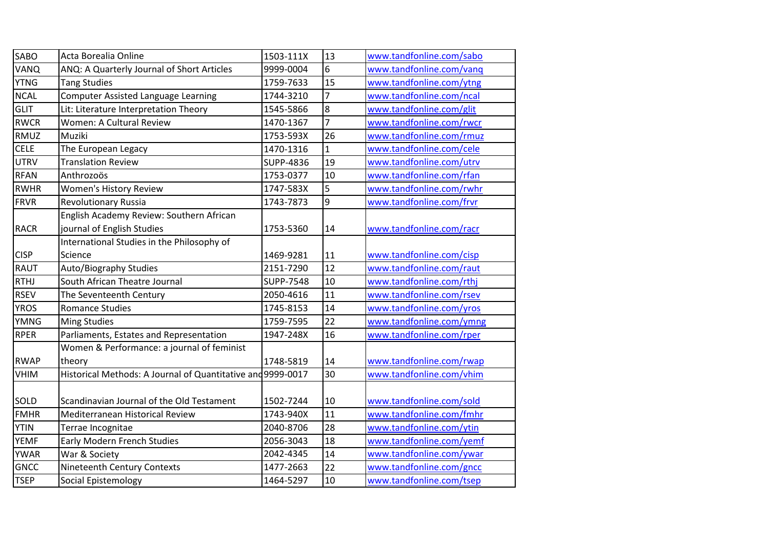| SABO | Acta Borealia Online | 1503-111X | 13 | www.tandfonline.com/sabo |
|---|---|---|---|---|
| VANQ | ANQ: A Quarterly Journal of Short Articles | 9999-0004 | 6 | www.tandfonline.com/vanq |
| YTNG | Tang Studies | 1759-7633 | 15 | www.tandfonline.com/ytng |
| NCAL | Computer Assisted Language Learning | 1744-3210 | 7 | www.tandfonline.com/ncal |
| GLIT | Lit: Literature Interpretation Theory | 1545-5866 | 8 | www.tandfonline.com/glit |
| RWCR | Women: A Cultural Review | 1470-1367 | 7 | www.tandfonline.com/rwcr |
| RMUZ | Muziki | 1753-593X | 26 | www.tandfonline.com/rmuz |
| CELE | The European Legacy | 1470-1316 | 1 | www.tandfonline.com/cele |
| UTRV | Translation Review | SUPP-4836 | 19 | www.tandfonline.com/utrv |
| RFAN | Anthrozoös | 1753-0377 | 10 | www.tandfonline.com/rfan |
| RWHR | Women's History Review | 1747-583X | 5 | www.tandfonline.com/rwhr |
| FRVR | Revolutionary Russia | 1743-7873 | 9 | www.tandfonline.com/frvr |
| RACR | English Academy Review: Southern African journal of English Studies | 1753-5360 | 14 | www.tandfonline.com/racr |
| CISP | International Studies in the Philosophy of Science | 1469-9281 | 11 | www.tandfonline.com/cisp |
| RAUT | Auto/Biography Studies | 2151-7290 | 12 | www.tandfonline.com/raut |
| RTHJ | South African Theatre Journal | SUPP-7548 | 10 | www.tandfonline.com/rthj |
| RSEV | The Seventeenth Century | 2050-4616 | 11 | www.tandfonline.com/rsev |
| YROS | Romance Studies | 1745-8153 | 14 | www.tandfonline.com/yros |
| YMNG | Ming Studies | 1759-7595 | 22 | www.tandfonline.com/ymng |
| RPER | Parliaments, Estates and Representation | 1947-248X | 16 | www.tandfonline.com/rper |
| RWAP | Women & Performance: a journal of feminist theory | 1748-5819 | 14 | www.tandfonline.com/rwap |
| VHIM | Historical Methods: A Journal of Quantitative and | 9999-0017 | 30 | www.tandfonline.com/vhim |
| SOLD | Scandinavian Journal of the Old Testament | 1502-7244 | 10 | www.tandfonline.com/sold |
| FMHR | Mediterranean Historical Review | 1743-940X | 11 | www.tandfonline.com/fmhr |
| YTIN | Terrae Incognitae | 2040-8706 | 28 | www.tandfonline.com/ytin |
| YEMF | Early Modern French Studies | 2056-3043 | 18 | www.tandfonline.com/yemf |
| YWAR | War & Society | 2042-4345 | 14 | www.tandfonline.com/ywar |
| GNCC | Nineteenth Century Contexts | 1477-2663 | 22 | www.tandfonline.com/gncc |
| TSEP | Social Epistemology | 1464-5297 | 10 | www.tandfonline.com/tsep |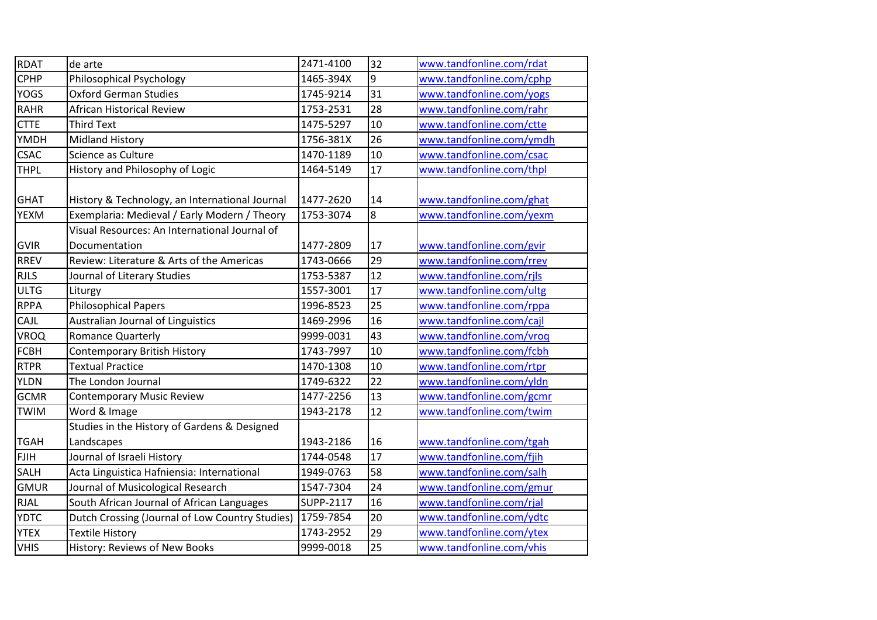| | | | | |
|---|---|---|---|---|
| RDAT | de arte | 2471-4100 | 32 | www.tandfonline.com/rdat |
| CPHP | Philosophical Psychology | 1465-394X | 9 | www.tandfonline.com/cphp |
| YOGS | Oxford German Studies | 1745-9214 | 31 | www.tandfonline.com/yogs |
| RAHR | African Historical Review | 1753-2531 | 28 | www.tandfonline.com/rahr |
| CTTE | Third Text | 1475-5297 | 10 | www.tandfonline.com/ctte |
| YMDH | Midland History | 1756-381X | 26 | www.tandfonline.com/ymdh |
| CSAC | Science as Culture | 1470-1189 | 10 | www.tandfonline.com/csac |
| THPL | History and Philosophy of Logic | 1464-5149 | 17 | www.tandfonline.com/thpl |
| GHAT | History & Technology, an International Journal | 1477-2620 | 14 | www.tandfonline.com/ghat |
| YEXM | Exemplaria: Medieval / Early Modern / Theory | 1753-3074 | 8 | www.tandfonline.com/yexm |
| GVIR | Visual Resources: An International Journal of Documentation | 1477-2809 | 17 | www.tandfonline.com/gvir |
| RREV | Review: Literature & Arts of the Americas | 1743-0666 | 29 | www.tandfonline.com/rrev |
| RJLS | Journal of Literary Studies | 1753-5387 | 12 | www.tandfonline.com/rjls |
| ULTG | Liturgy | 1557-3001 | 17 | www.tandfonline.com/ultg |
| RPPA | Philosophical Papers | 1996-8523 | 25 | www.tandfonline.com/rppa |
| CAJL | Australian Journal of Linguistics | 1469-2996 | 16 | www.tandfonline.com/cajl |
| VROQ | Romance Quarterly | 9999-0031 | 43 | www.tandfonline.com/vroq |
| FCBH | Contemporary British History | 1743-7997 | 10 | www.tandfonline.com/fcbh |
| RTPR | Textual Practice | 1470-1308 | 10 | www.tandfonline.com/rtpr |
| YLDN | The London Journal | 1749-6322 | 22 | www.tandfonline.com/yldn |
| GCMR | Contemporary Music Review | 1477-2256 | 13 | www.tandfonline.com/gcmr |
| TWIM | Word & Image | 1943-2178 | 12 | www.tandfonline.com/twim |
| TGAH | Studies in the History of Gardens & Designed Landscapes | 1943-2186 | 16 | www.tandfonline.com/tgah |
| FJIH | Journal of Israeli History | 1744-0548 | 17 | www.tandfonline.com/fjih |
| SALH | Acta Linguistica Hafniensia: International | 1949-0763 | 58 | www.tandfonline.com/salh |
| GMUR | Journal of Musicological Research | 1547-7304 | 24 | www.tandfonline.com/gmur |
| RJAL | South African Journal of African Languages | SUPP-2117 | 16 | www.tandfonline.com/rjal |
| YDTC | Dutch Crossing (Journal of Low Country Studies) | 1759-7854 | 20 | www.tandfonline.com/ydtc |
| YTEX | Textile History | 1743-2952 | 29 | www.tandfonline.com/ytex |
| VHIS | History: Reviews of New Books | 9999-0018 | 25 | www.tandfonline.com/vhis |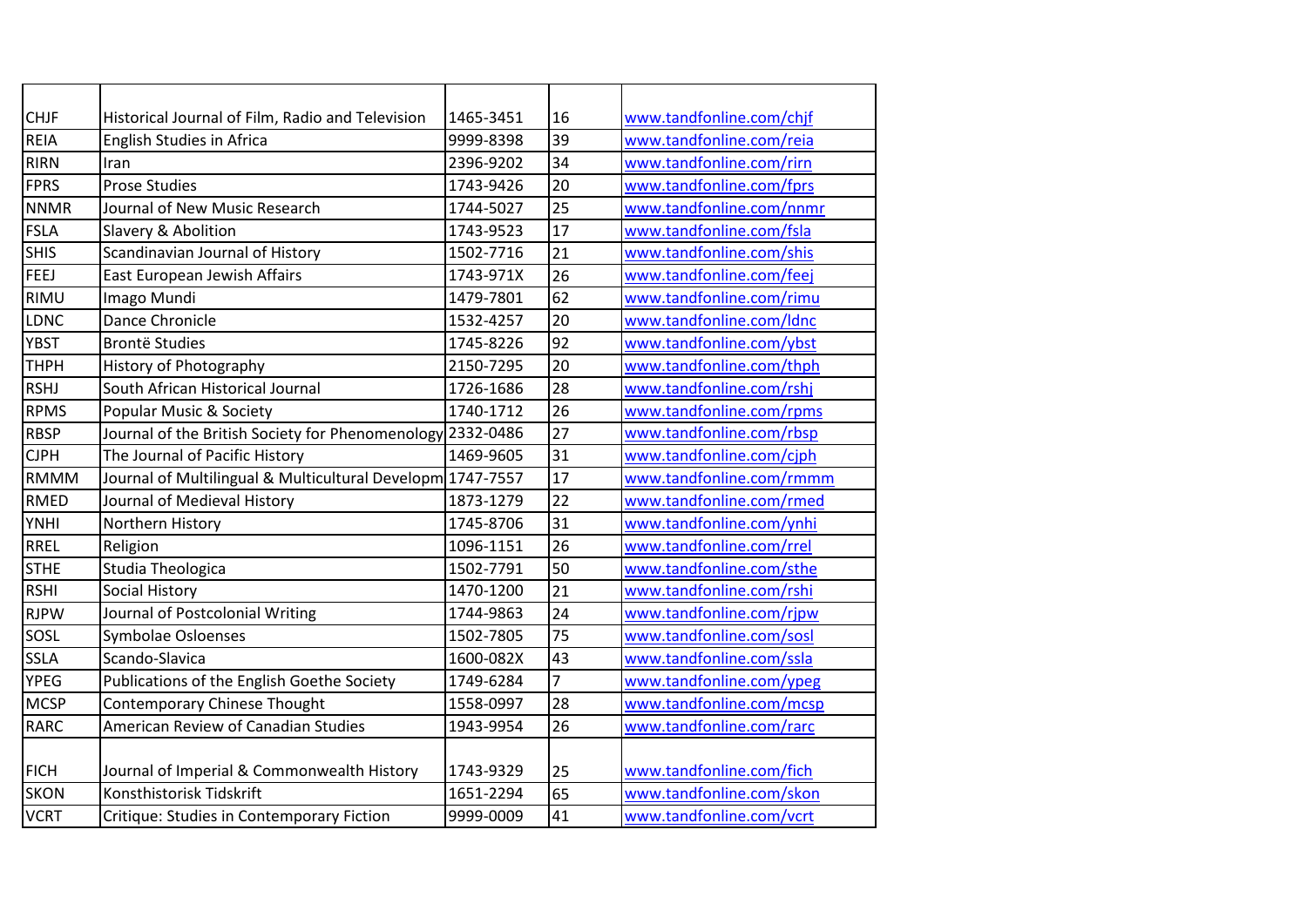| | | | | |
|---|---|---|---|---|
| CHJF | Historical Journal of Film, Radio and Television | 1465-3451 | 16 | www.tandfonline.com/chjf |
| REIA | English Studies in Africa | 9999-8398 | 39 | www.tandfonline.com/reia |
| RIRN | Iran | 2396-9202 | 34 | www.tandfonline.com/rirn |
| FPRS | Prose Studies | 1743-9426 | 20 | www.tandfonline.com/fprs |
| NNMR | Journal of New Music Research | 1744-5027 | 25 | www.tandfonline.com/nnmr |
| FSLA | Slavery & Abolition | 1743-9523 | 17 | www.tandfonline.com/fsla |
| SHIS | Scandinavian Journal of History | 1502-7716 | 21 | www.tandfonline.com/shis |
| FEEJ | East European Jewish Affairs | 1743-971X | 26 | www.tandfonline.com/feej |
| RIMU | Imago Mundi | 1479-7801 | 62 | www.tandfonline.com/rimu |
| LDNC | Dance Chronicle | 1532-4257 | 20 | www.tandfonline.com/ldnc |
| YBST | Brontë Studies | 1745-8226 | 92 | www.tandfonline.com/ybst |
| THPH | History of Photography | 2150-7295 | 20 | www.tandfonline.com/thph |
| RSHJ | South African Historical Journal | 1726-1686 | 28 | www.tandfonline.com/rshj |
| RPMS | Popular Music & Society | 1740-1712 | 26 | www.tandfonline.com/rpms |
| RBSP | Journal of the British Society for Phenomenology | 2332-0486 | 27 | www.tandfonline.com/rbsp |
| CJPH | The Journal of Pacific History | 1469-9605 | 31 | www.tandfonline.com/cjph |
| RMMM | Journal of Multilingual & Multicultural Developm | 1747-7557 | 17 | www.tandfonline.com/rmmm |
| RMED | Journal of Medieval History | 1873-1279 | 22 | www.tandfonline.com/rmed |
| YNHI | Northern History | 1745-8706 | 31 | www.tandfonline.com/ynhi |
| RREL | Religion | 1096-1151 | 26 | www.tandfonline.com/rrel |
| STHE | Studia Theologica | 1502-7791 | 50 | www.tandfonline.com/sthe |
| RSHI | Social History | 1470-1200 | 21 | www.tandfonline.com/rshi |
| RJPW | Journal of Postcolonial Writing | 1744-9863 | 24 | www.tandfonline.com/rjpw |
| SOSL | Symbolae Osloenses | 1502-7805 | 75 | www.tandfonline.com/sosl |
| SSLA | Scando-Slavica | 1600-082X | 43 | www.tandfonline.com/ssla |
| YPEG | Publications of the English Goethe Society | 1749-6284 | 7 | www.tandfonline.com/ypeg |
| MCSP | Contemporary Chinese Thought | 1558-0997 | 28 | www.tandfonline.com/mcsp |
| RARC | American Review of Canadian Studies | 1943-9954 | 26 | www.tandfonline.com/rarc |
| FICH | Journal of Imperial & Commonwealth History | 1743-9329 | 25 | www.tandfonline.com/fich |
| SKON | Konsthistorisk Tidskrift | 1651-2294 | 65 | www.tandfonline.com/skon |
| VCRT | Critique: Studies in Contemporary Fiction | 9999-0009 | 41 | www.tandfonline.com/vcrt |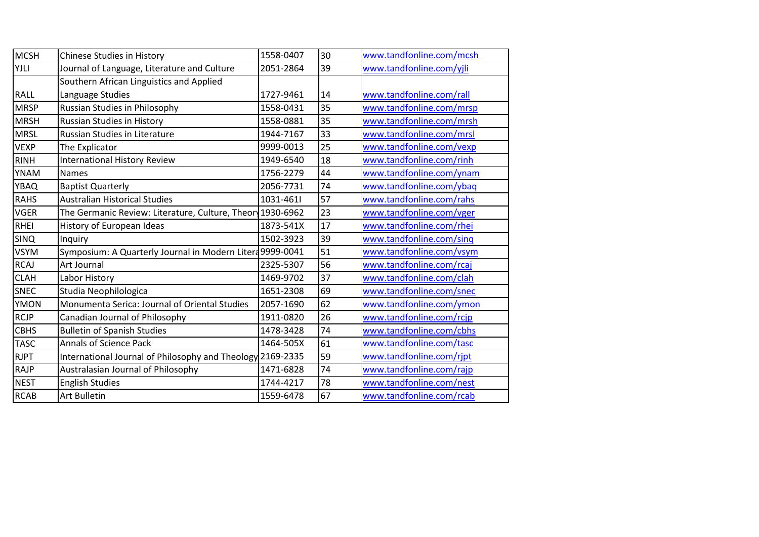| | | | | |
|---|---|---|---|---|
| MCSH | Chinese Studies in History | 1558-0407 | 30 | www.tandfonline.com/mcsh |
| YJLI | Journal of Language, Literature and Culture | 2051-2864 | 39 | www.tandfonline.com/yjli |
| RALL | Southern African Linguistics and Applied Language Studies | 1727-9461 | 14 | www.tandfonline.com/rall |
| MRSP | Russian Studies in Philosophy | 1558-0431 | 35 | www.tandfonline.com/mrsp |
| MRSH | Russian Studies in History | 1558-0881 | 35 | www.tandfonline.com/mrsh |
| MRSL | Russian Studies in Literature | 1944-7167 | 33 | www.tandfonline.com/mrsl |
| VEXP | The Explicator | 9999-0013 | 25 | www.tandfonline.com/vexp |
| RINH | International History Review | 1949-6540 | 18 | www.tandfonline.com/rinh |
| YNAM | Names | 1756-2279 | 44 | www.tandfonline.com/ynam |
| YBAQ | Baptist Quarterly | 2056-7731 | 74 | www.tandfonline.com/ybaq |
| RAHS | Australian Historical Studies | 1031-461I | 57 | www.tandfonline.com/rahs |
| VGER | The Germanic Review: Literature, Culture, Theory | 1930-6962 | 23 | www.tandfonline.com/vger |
| RHEI | History of European Ideas | 1873-541X | 17 | www.tandfonline.com/rhei |
| SINQ | Inquiry | 1502-3923 | 39 | www.tandfonline.com/sinq |
| VSYM | Symposium: A Quarterly Journal in Modern Litera | 9999-0041 | 51 | www.tandfonline.com/vsym |
| RCAJ | Art Journal | 2325-5307 | 56 | www.tandfonline.com/rcaj |
| CLAH | Labor History | 1469-9702 | 37 | www.tandfonline.com/clah |
| SNEC | Studia Neophilologica | 1651-2308 | 69 | www.tandfonline.com/snec |
| YMON | Monumenta Serica: Journal of Oriental Studies | 2057-1690 | 62 | www.tandfonline.com/ymon |
| RCJP | Canadian Journal of Philosophy | 1911-0820 | 26 | www.tandfonline.com/rcjp |
| CBHS | Bulletin of Spanish Studies | 1478-3428 | 74 | www.tandfonline.com/cbhs |
| TASC | Annals of Science Pack | 1464-505X | 61 | www.tandfonline.com/tasc |
| RJPT | International Journal of Philosophy and Theology | 2169-2335 | 59 | www.tandfonline.com/rjpt |
| RAJP | Australasian Journal of Philosophy | 1471-6828 | 74 | www.tandfonline.com/rajp |
| NEST | English Studies | 1744-4217 | 78 | www.tandfonline.com/nest |
| RCAB | Art Bulletin | 1559-6478 | 67 | www.tandfonline.com/rcab |